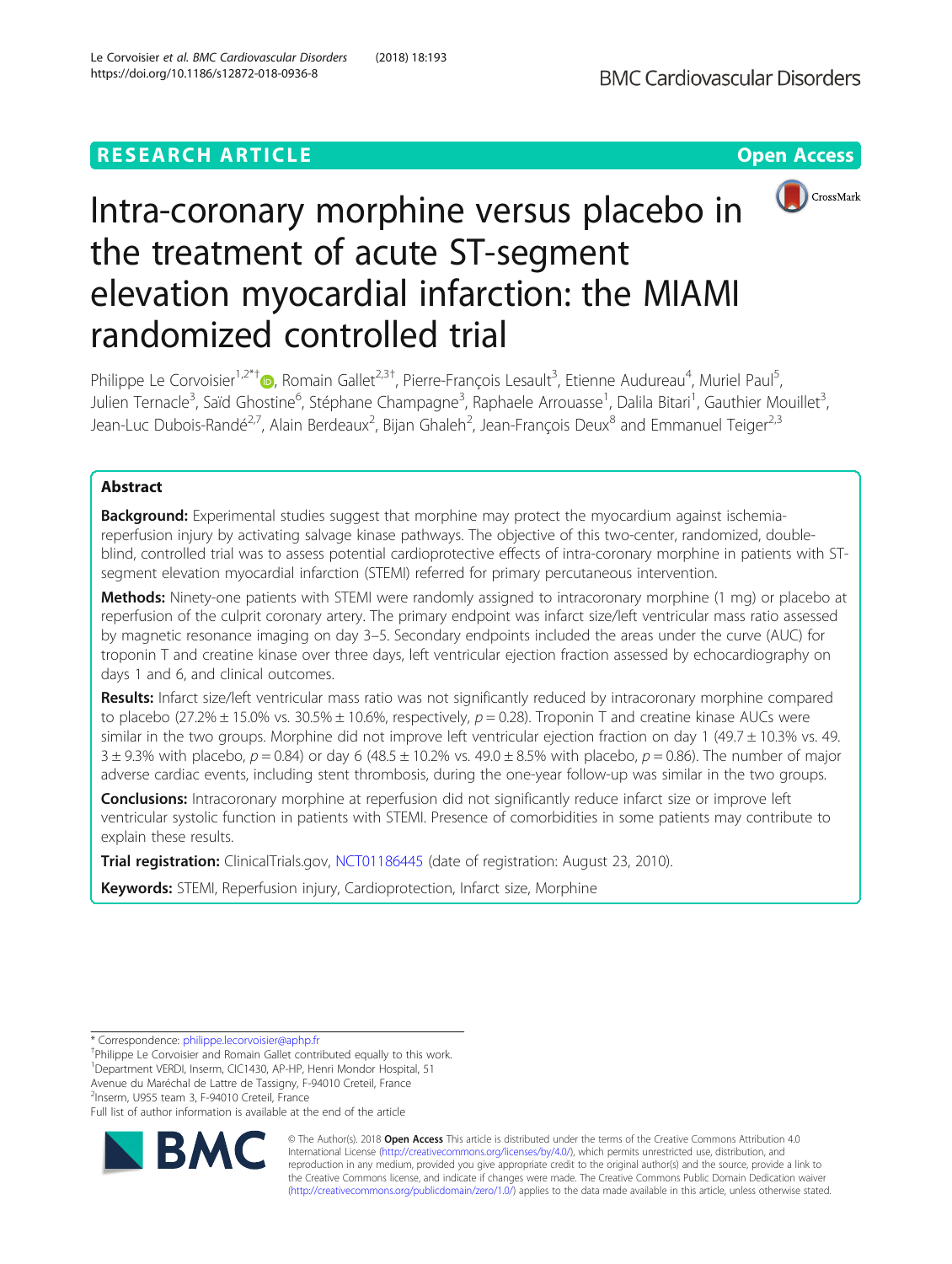RESEARCH ARTICLE

Open Access

# Intra-coronary morphine versus placebo in the treatment of acute ST-segment elevation myocardial infarction: the MIAMI randomized controlled trial

Philippe Le Corvoisier[1,2*†], Romain Gallet[2,3†], Pierre-François Lesault[3], Etienne Audureau[4], Muriel Paul[5], Julien Ternacle[3], Saïd Ghostine[6], Stéphane Champagne[3], Raphaele Arrouasse[1], Dalila Bitari[1], Gauthier Mouillet[3], Jean-Luc Dubois-Randé[2,7], Alain Berdeaux[2], Bijan Ghaleh[2], Jean-François Deux[8] and Emmanuel Teiger[2,3]

## Abstract

**Background:** Experimental studies suggest that morphine may protect the myocardium against ischemia-reperfusion injury by activating salvage kinase pathways. The objective of this two-center, randomized, double-blind, controlled trial was to assess potential cardioprotective effects of intra-coronary morphine in patients with ST-segment elevation myocardial infarction (STEMI) referred for primary percutaneous intervention.

**Methods:** Ninety-one patients with STEMI were randomly assigned to intracoronary morphine (1 mg) or placebo at reperfusion of the culprit coronary artery. The primary endpoint was infarct size/left ventricular mass ratio assessed by magnetic resonance imaging on day 3–5. Secondary endpoints included the areas under the curve (AUC) for troponin T and creatine kinase over three days, left ventricular ejection fraction assessed by echocardiography on days 1 and 6, and clinical outcomes.

**Results:** Infarct size/left ventricular mass ratio was not significantly reduced by intracoronary morphine compared to placebo (27.2% ± 15.0% vs. 30.5% ± 10.6%, respectively, $p = 0.28$). Troponin T and creatine kinase AUCs were similar in the two groups. Morphine did not improve left ventricular ejection fraction on day 1 (49.7 ± 10.3% vs. 49.3 ± 9.3% with placebo, $p = 0.84$) or day 6 (48.5 ± 10.2% vs. 49.0 ± 8.5% with placebo, $p = 0.86$). The number of major adverse cardiac events, including stent thrombosis, during the one-year follow-up was similar in the two groups.

**Conclusions:** Intracoronary morphine at reperfusion did not significantly reduce infarct size or improve left ventricular systolic function in patients with STEMI. Presence of comorbidities in some patients may contribute to explain these results.

**Trial registration:** ClinicalTrials.gov, NCT01186445 (date of registration: August 23, 2010).

**Keywords:** STEMI, Reperfusion injury, Cardioprotection, Infarct size, Morphine

---

* Correspondence: philippe.lecorvoisier@aphp.fr
†Philippe Le Corvoisier and Romain Gallet contributed equally to this work.
[1]Department VERDI, Inserm, CIC1430, AP-HP, Henri Mondor Hospital, 51 Avenue du Maréchal de Lattre de Tassigny, F-94010 Creteil, France
[2]Inserm, U955 team 3, F-94010 Creteil, France
Full list of author information is available at the end of the article

© The Author(s). 2018 **Open Access** This article is distributed under the terms of the Creative Commons Attribution 4.0 International License (http://creativecommons.org/licenses/by/4.0/), which permits unrestricted use, distribution, and reproduction in any medium, provided you give appropriate credit to the original author(s) and the source, provide a link to the Creative Commons license, and indicate if changes were made. The Creative Commons Public Domain Dedication waiver (http://creativecommons.org/publicdomain/zero/1.0/) applies to the data made available in this article, unless otherwise stated.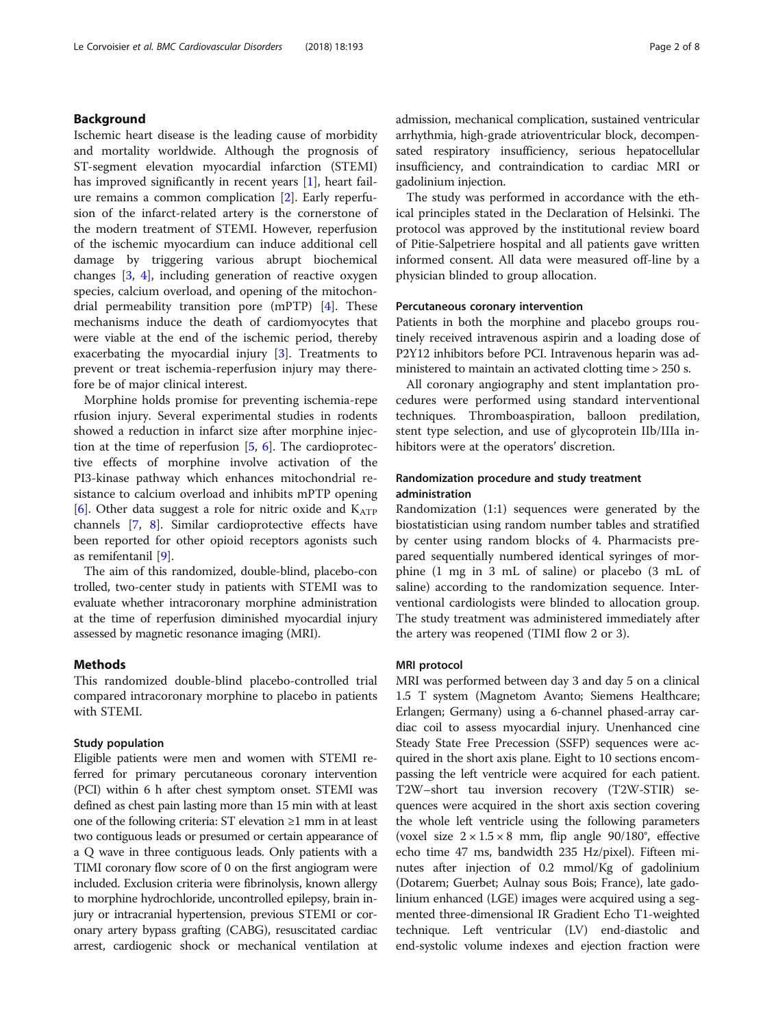## Background

Ischemic heart disease is the leading cause of morbidity and mortality worldwide. Although the prognosis of ST-segment elevation myocardial infarction (STEMI) has improved significantly in recent years [1], heart failure remains a common complication [2]. Early reperfusion of the infarct-related artery is the cornerstone of the modern treatment of STEMI. However, reperfusion of the ischemic myocardium can induce additional cell damage by triggering various abrupt biochemical changes [3, 4], including generation of reactive oxygen species, calcium overload, and opening of the mitochondrial permeability transition pore (mPTP) [4]. These mechanisms induce the death of cardiomyocytes that were viable at the end of the ischemic period, thereby exacerbating the myocardial injury [3]. Treatments to prevent or treat ischemia-reperfusion injury may therefore be of major clinical interest.

Morphine holds promise for preventing ischemia-reperfusion injury. Several experimental studies in rodents showed a reduction in infarct size after morphine injection at the time of reperfusion [5, 6]. The cardioprotective effects of morphine involve activation of the PI3-kinase pathway which enhances mitochondrial resistance to calcium overload and inhibits mPTP opening [6]. Other data suggest a role for nitric oxide and $K_{ATP}$ channels [7, 8]. Similar cardioprotective effects have been reported for other opioid receptors agonists such as remifentanil [9].

The aim of this randomized, double-blind, placebo-controlled, two-center study in patients with STEMI was to evaluate whether intracoronary morphine administration at the time of reperfusion diminished myocardial injury assessed by magnetic resonance imaging (MRI).

## Methods

This randomized double-blind placebo-controlled trial compared intracoronary morphine to placebo in patients with STEMI.

### Study population

Eligible patients were men and women with STEMI referred for primary percutaneous coronary intervention (PCI) within 6 h after chest symptom onset. STEMI was defined as chest pain lasting more than 15 min with at least one of the following criteria: ST elevation ≥1 mm in at least two contiguous leads or presumed or certain appearance of a Q wave in three contiguous leads. Only patients with a TIMI coronary flow score of 0 on the first angiogram were included. Exclusion criteria were fibrinolysis, known allergy to morphine hydrochloride, uncontrolled epilepsy, brain injury or intracranial hypertension, previous STEMI or coronary artery bypass grafting (CABG), resuscitated cardiac arrest, cardiogenic shock or mechanical ventilation at admission, mechanical complication, sustained ventricular arrhythmia, high-grade atrioventricular block, decompensated respiratory insufficiency, serious hepatocellular insufficiency, and contraindication to cardiac MRI or gadolinium injection.

The study was performed in accordance with the ethical principles stated in the Declaration of Helsinki. The protocol was approved by the institutional review board of Pitie-Salpetriere hospital and all patients gave written informed consent. All data were measured off-line by a physician blinded to group allocation.

### Percutaneous coronary intervention

Patients in both the morphine and placebo groups routinely received intravenous aspirin and a loading dose of P2Y12 inhibitors before PCI. Intravenous heparin was administered to maintain an activated clotting time > 250 s.

All coronary angiography and stent implantation procedures were performed using standard interventional techniques. Thromboaspiration, balloon predilation, stent type selection, and use of glycoprotein IIb/IIIa inhibitors were at the operators' discretion.

### Randomization procedure and study treatment administration

Randomization (1:1) sequences were generated by the biostatistician using random number tables and stratified by center using random blocks of 4. Pharmacists prepared sequentially numbered identical syringes of morphine (1 mg in 3 mL of saline) or placebo (3 mL of saline) according to the randomization sequence. Interventional cardiologists were blinded to allocation group. The study treatment was administered immediately after the artery was reopened (TIMI flow 2 or 3).

### MRI protocol

MRI was performed between day 3 and day 5 on a clinical 1.5 T system (Magnetom Avanto; Siemens Healthcare; Erlangen; Germany) using a 6-channel phased-array cardiac coil to assess myocardial injury. Unenhanced cine Steady State Free Precession (SSFP) sequences were acquired in the short axis plane. Eight to 10 sections encompassing the left ventricle were acquired for each patient. T2W–short tau inversion recovery (T2W-STIR) sequences were acquired in the short axis section covering the whole left ventricle using the following parameters (voxel size $2 \times 1.5 \times 8$ mm, flip angle 90/180°, effective echo time 47 ms, bandwidth 235 Hz/pixel). Fifteen minutes after injection of 0.2 mmol/Kg of gadolinium (Dotarem; Guerbet; Aulnay sous Bois; France), late gadolinium enhanced (LGE) images were acquired using a segmented three-dimensional IR Gradient Echo T1-weighted technique. Left ventricular (LV) end-diastolic and end-systolic volume indexes and ejection fraction were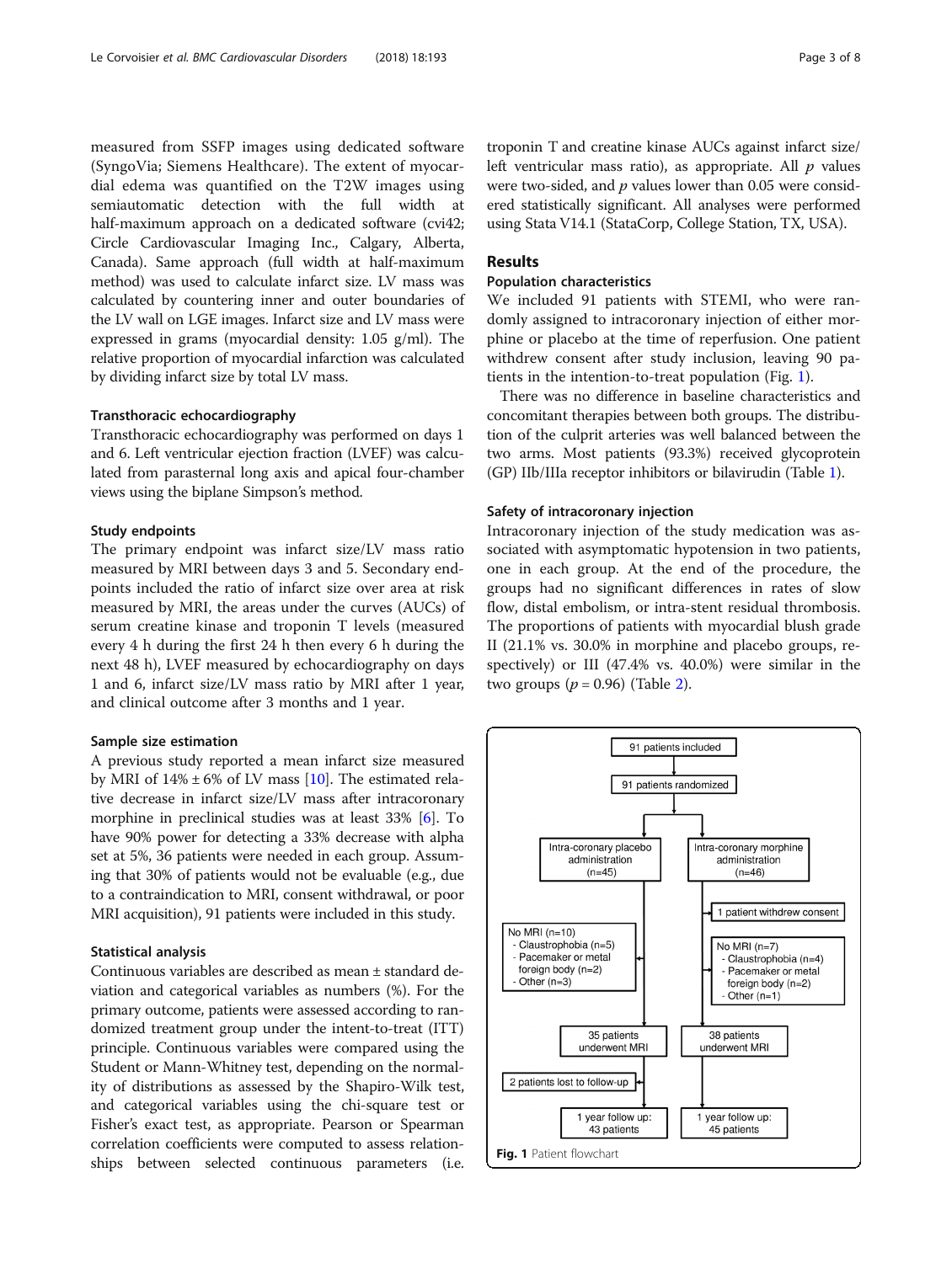measured from SSFP images using dedicated software (SyngoVia; Siemens Healthcare). The extent of myocardial edema was quantified on the T2W images using semiautomatic detection with the full width at half-maximum approach on a dedicated software (cvi42; Circle Cardiovascular Imaging Inc., Calgary, Alberta, Canada). Same approach (full width at half-maximum method) was used to calculate infarct size. LV mass was calculated by countering inner and outer boundaries of the LV wall on LGE images. Infarct size and LV mass were expressed in grams (myocardial density: 1.05 g/ml). The relative proportion of myocardial infarction was calculated by dividing infarct size by total LV mass.

### Transthoracic echocardiography

Transthoracic echocardiography was performed on days 1 and 6. Left ventricular ejection fraction (LVEF) was calculated from parasternal long axis and apical four-chamber views using the biplane Simpson's method.

### Study endpoints

The primary endpoint was infarct size/LV mass ratio measured by MRI between days 3 and 5. Secondary endpoints included the ratio of infarct size over area at risk measured by MRI, the areas under the curves (AUCs) of serum creatine kinase and troponin T levels (measured every 4 h during the first 24 h then every 6 h during the next 48 h), LVEF measured by echocardiography on days 1 and 6, infarct size/LV mass ratio by MRI after 1 year, and clinical outcome after 3 months and 1 year.

### Sample size estimation

A previous study reported a mean infarct size measured by MRI of 14% ± 6% of LV mass [10]. The estimated relative decrease in infarct size/LV mass after intracoronary morphine in preclinical studies was at least 33% [6]. To have 90% power for detecting a 33% decrease with alpha set at 5%, 36 patients were needed in each group. Assuming that 30% of patients would not be evaluable (e.g., due to a contraindication to MRI, consent withdrawal, or poor MRI acquisition), 91 patients were included in this study.

### Statistical analysis

Continuous variables are described as mean ± standard deviation and categorical variables as numbers (%). For the primary outcome, patients were assessed according to randomized treatment group under the intent-to-treat (ITT) principle. Continuous variables were compared using the Student or Mann-Whitney test, depending on the normality of distributions as assessed by the Shapiro-Wilk test, and categorical variables using the chi-square test or Fisher's exact test, as appropriate. Pearson or Spearman correlation coefficients were computed to assess relationships between selected continuous parameters (i.e. troponin T and creatine kinase AUCs against infarct size/left ventricular mass ratio), as appropriate. All $p$ values were two-sided, and $p$ values lower than 0.05 were considered statistically significant. All analyses were performed using Stata V14.1 (StataCorp, College Station, TX, USA).

## Results

### Population characteristics

We included 91 patients with STEMI, who were randomly assigned to intracoronary injection of either morphine or placebo at the time of reperfusion. One patient withdrew consent after study inclusion, leaving 90 patients in the intention-to-treat population (Fig. 1).

There was no difference in baseline characteristics and concomitant therapies between both groups. The distribution of the culprit arteries was well balanced between the two arms. Most patients (93.3%) received glycoprotein (GP) IIb/IIIa receptor inhibitors or bilavirudin (Table 1).

### Safety of intracoronary injection

Intracoronary injection of the study medication was associated with asymptomatic hypotension in two patients, one in each group. At the end of the procedure, the groups had no significant differences in rates of slow flow, distal embolism, or intra-stent residual thrombosis. The proportions of patients with myocardial blush grade II (21.1% vs. 30.0% in morphine and placebo groups, respectively) or III (47.4% vs. 40.0%) were similar in the two groups ($p = 0.96$) (Table 2).

91 patients included → 91 patients randomized

Intra-coronary placebo administration (n=45) | Intra-coronary morphine administration (n=46)

1 patient withdrew consent (morphine group)

No MRI (n=10): Claustrophobia (n=5); Pacemaker or metal foreign body (n=2); Other (n=3) | No MRI (n=7): Claustrophobia (n=4); Pacemaker or metal foreign body (n=2); Other (n=1)

35 patients underwent MRI | 38 patients underwent MRI

2 patients lost to follow-up (placebo group)

1 year follow up: 43 patients | 1 year follow up: 45 patients

**Fig. 1** Patient flowchart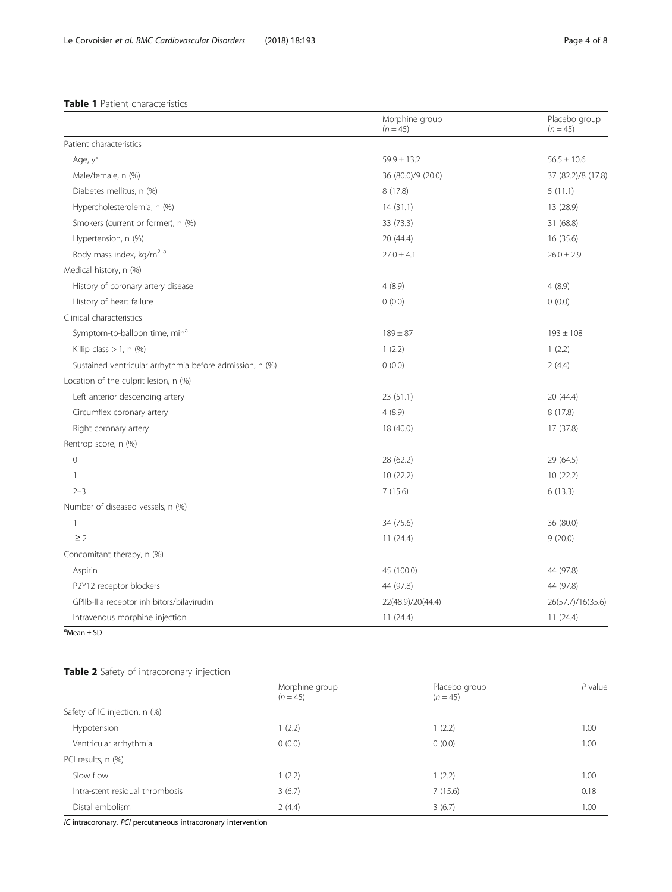**Table 1** Patient characteristics

| | Morphine group ($n = 45$) | Placebo group ($n = 45$) |
|---|---|---|
| Patient characteristics | | |
| Age, y[a] | 59.9 ± 13.2 | 56.5 ± 10.6 |
| Male/female, n (%) | 36 (80.0)/9 (20.0) | 37 (82.2)/8 (17.8) |
| Diabetes mellitus, n (%) | 8 (17.8) | 5 (11.1) |
| Hypercholesterolemia, n (%) | 14 (31.1) | 13 (28.9) |
| Smokers (current or former), n (%) | 33 (73.3) | 31 (68.8) |
| Hypertension, n (%) | 20 (44.4) | 16 (35.6) |
| Body mass index, kg/m$^2$ [a] | 27.0 ± 4.1 | 26.0 ± 2.9 |
| Medical history, n (%) | | |
| History of coronary artery disease | 4 (8.9) | 4 (8.9) |
| History of heart failure | 0 (0.0) | 0 (0.0) |
| Clinical characteristics | | |
| Symptom-to-balloon time, min[a] | 189 ± 87 | 193 ± 108 |
| Killip class > 1, n (%) | 1 (2.2) | 1 (2.2) |
| Sustained ventricular arrhythmia before admission, n (%) | 0 (0.0) | 2 (4.4) |
| Location of the culprit lesion, n (%) | | |
| Left anterior descending artery | 23 (51.1) | 20 (44.4) |
| Circumflex coronary artery | 4 (8.9) | 8 (17.8) |
| Right coronary artery | 18 (40.0) | 17 (37.8) |
| Rentrop score, n (%) | | |
| 0 | 28 (62.2) | 29 (64.5) |
| 1 | 10 (22.2) | 10 (22.2) |
| 2–3 | 7 (15.6) | 6 (13.3) |
| Number of diseased vessels, n (%) | | |
| 1 | 34 (75.6) | 36 (80.0) |
| ≥ 2 | 11 (24.4) | 9 (20.0) |
| Concomitant therapy, n (%) | | |
| Aspirin | 45 (100.0) | 44 (97.8) |
| P2Y12 receptor blockers | 44 (97.8) | 44 (97.8) |
| GPIIb-IIIa receptor inhibitors/bilavirudin | 22(48.9)/20(44.4) | 26(57.7)/16(35.6) |
| Intravenous morphine injection | 11 (24.4) | 11 (24.4) |

[a]Mean ± SD

**Table 2** Safety of intracoronary injection

| | Morphine group ($n = 45$) | Placebo group ($n = 45$) | *P* value |
|---|---|---|---|
| Safety of IC injection, n (%) | | | |
| Hypotension | 1 (2.2) | 1 (2.2) | 1.00 |
| Ventricular arrhythmia | 0 (0.0) | 0 (0.0) | 1.00 |
| PCI results, n (%) | | | |
| Slow flow | 1 (2.2) | 1 (2.2) | 1.00 |
| Intra-stent residual thrombosis | 3 (6.7) | 7 (15.6) | 0.18 |
| Distal embolism | 2 (4.4) | 3 (6.7) | 1.00 |

*IC* intracoronary, *PCI* percutaneous intracoronary intervention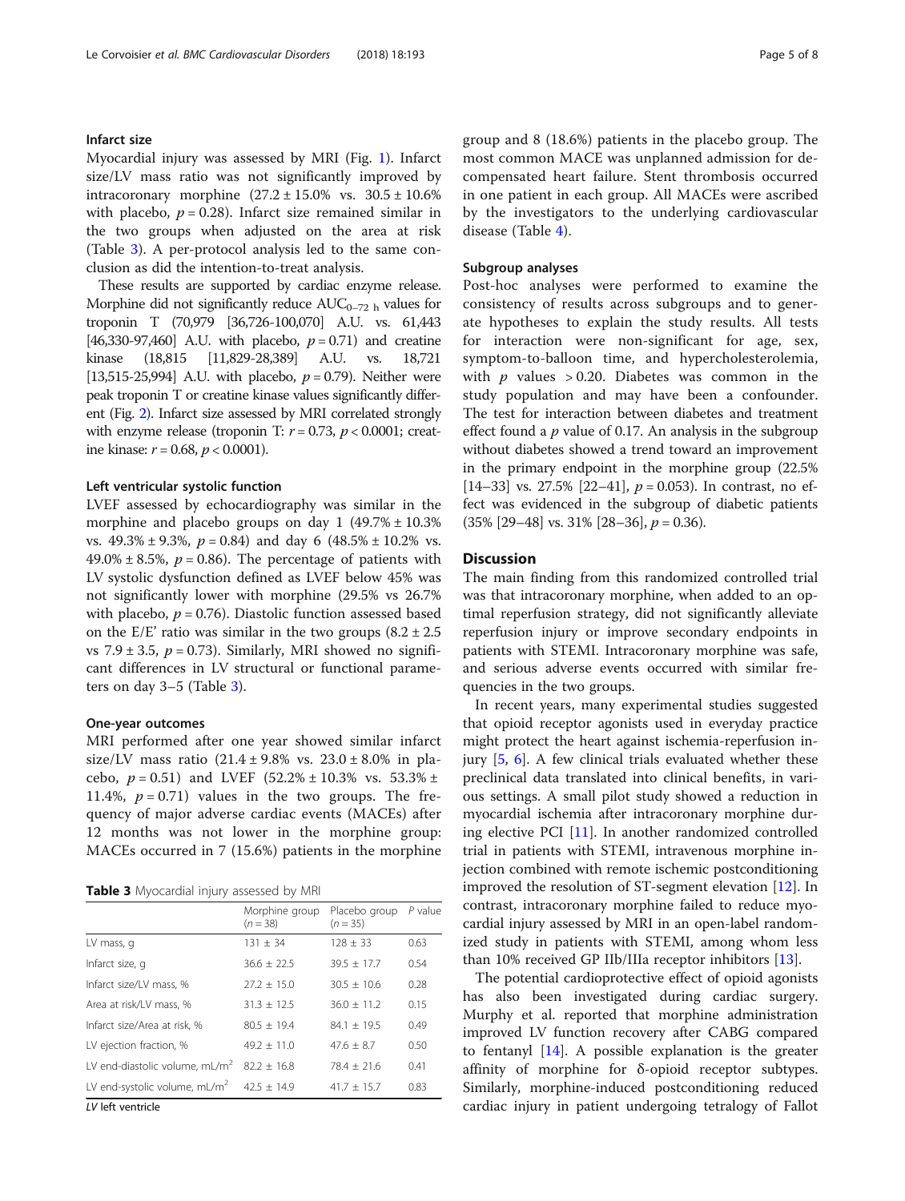### Infarct size

Myocardial injury was assessed by MRI (Fig. 1). Infarct size/LV mass ratio was not significantly improved by intracoronary morphine (27.2 ± 15.0% vs. 30.5 ± 10.6% with placebo, $p = 0.28$). Infarct size remained similar in the two groups when adjusted on the area at risk (Table 3). A per-protocol analysis led to the same conclusion as did the intention-to-treat analysis.

These results are supported by cardiac enzyme release. Morphine did not significantly reduce $AUC_{0-72\ h}$ values for troponin T (70,979 [36,726-100,070] A.U. vs. 61,443 [46,330-97,460] A.U. with placebo, $p = 0.71$) and creatine kinase (18,815 [11,829-28,389] A.U. vs. 18,721 [13,515-25,994] A.U. with placebo, $p = 0.79$). Neither were peak troponin T or creatine kinase values significantly different (Fig. 2). Infarct size assessed by MRI correlated strongly with enzyme release (troponin T: $r = 0.73$, $p < 0.0001$; creatine kinase: $r = 0.68$, $p < 0.0001$).

### Left ventricular systolic function

LVEF assessed by echocardiography was similar in the morphine and placebo groups on day 1 (49.7% ± 10.3% vs. 49.3% ± 9.3%, $p = 0.84$) and day 6 (48.5% ± 10.2% vs. 49.0% ± 8.5%, $p = 0.86$). The percentage of patients with LV systolic dysfunction defined as LVEF below 45% was not significantly lower with morphine (29.5% vs 26.7% with placebo, $p = 0.76$). Diastolic function assessed based on the E/E' ratio was similar in the two groups (8.2 ± 2.5 vs 7.9 ± 3.5, $p = 0.73$). Similarly, MRI showed no significant differences in LV structural or functional parameters on day 3–5 (Table 3).

### One-year outcomes

MRI performed after one year showed similar infarct size/LV mass ratio (21.4 ± 9.8% vs. 23.0 ± 8.0% in placebo, $p = 0.51$) and LVEF (52.2% ± 10.3% vs. 53.3% ± 11.4%, $p = 0.71$) values in the two groups. The frequency of major adverse cardiac events (MACEs) after 12 months was not lower in the morphine group: MACEs occurred in 7 (15.6%) patients in the morphine group and 8 (18.6%) patients in the placebo group. The most common MACE was unplanned admission for decompensated heart failure. Stent thrombosis occurred in one patient in each group. All MACEs were ascribed by the investigators to the underlying cardiovascular disease (Table 4).

**Table 3** Myocardial injury assessed by MRI

| | Morphine group ($n = 38$) | Placebo group ($n = 35$) | P value |
|---|---|---|---|
| LV mass, g | 131 ± 34 | 128 ± 33 | 0.63 |
| Infarct size, g | 36.6 ± 22.5 | 39.5 ± 17.7 | 0.54 |
| Infarct size/LV mass, % | 27.2 ± 15.0 | 30.5 ± 10.6 | 0.28 |
| Area at risk/LV mass, % | 31.3 ± 12.5 | 36.0 ± 11.2 | 0.15 |
| Infarct size/Area at risk, % | 80.5 ± 19.4 | 84.1 ± 19.5 | 0.49 |
| LV ejection fraction, % | 49.2 ± 11.0 | 47.6 ± 8.7 | 0.50 |
| LV end-diastolic volume, mL/m$^2$ | 82.2 ± 16.8 | 78.4 ± 21.6 | 0.41 |
| LV end-systolic volume, mL/m$^2$ | 42.5 ± 14.9 | 41.7 ± 15.7 | 0.83 |

*LV* left ventricle

### Subgroup analyses

Post-hoc analyses were performed to examine the consistency of results across subgroups and to generate hypotheses to explain the study results. All tests for interaction were non-significant for age, sex, symptom-to-balloon time, and hypercholesterolemia, with $p$ values > 0.20. Diabetes was common in the study population and may have been a confounder. The test for interaction between diabetes and treatment effect found a $p$ value of 0.17. An analysis in the subgroup without diabetes showed a trend toward an improvement in the primary endpoint in the morphine group (22.5% [14–33] vs. 27.5% [22–41], $p = 0.053$). In contrast, no effect was evidenced in the subgroup of diabetic patients (35% [29–48] vs. 31% [28–36], $p = 0.36$).

## Discussion

The main finding from this randomized controlled trial was that intracoronary morphine, when added to an optimal reperfusion strategy, did not significantly alleviate reperfusion injury or improve secondary endpoints in patients with STEMI. Intracoronary morphine was safe, and serious adverse events occurred with similar frequencies in the two groups.

In recent years, many experimental studies suggested that opioid receptor agonists used in everyday practice might protect the heart against ischemia-reperfusion injury [5, 6]. A few clinical trials evaluated whether these preclinical data translated into clinical benefits, in various settings. A small pilot study showed a reduction in myocardial ischemia after intracoronary morphine during elective PCI [11]. In another randomized controlled trial in patients with STEMI, intravenous morphine injection combined with remote ischemic postconditioning improved the resolution of ST-segment elevation [12]. In contrast, intracoronary morphine failed to reduce myocardial injury assessed by MRI in an open-label randomized study in patients with STEMI, among whom less than 10% received GP IIb/IIIa receptor inhibitors [13].

The potential cardioprotective effect of opioid agonists has also been investigated during cardiac surgery. Murphy et al. reported that morphine administration improved LV function recovery after CABG compared to fentanyl [14]. A possible explanation is the greater affinity of morphine for δ-opioid receptor subtypes. Similarly, morphine-induced postconditioning reduced cardiac injury in patient undergoing tetralogy of Fallot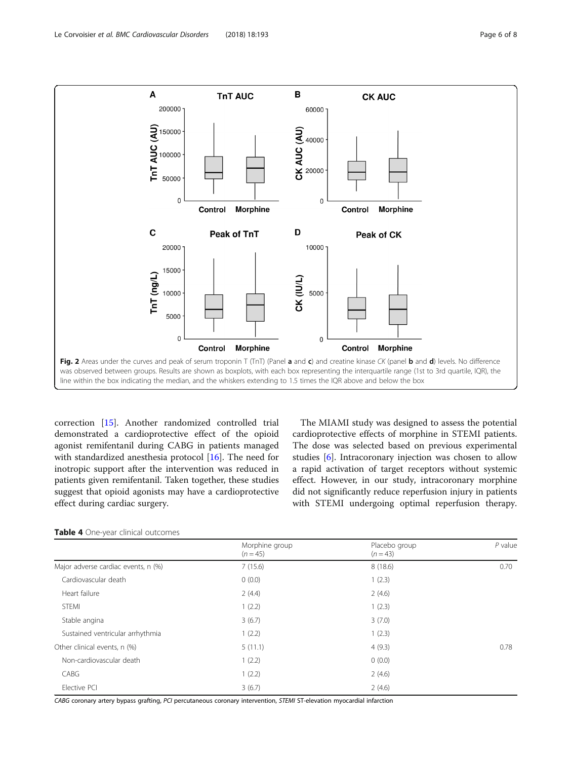Fig. 2 Areas under the curves and peak of serum troponin T (TnT) (Panel **a** and **c**) and creatine kinase *CK* (panel **b** and **d**) levels. No difference was observed between groups. Results are shown as boxplots, with each box representing the interquartile range (1st to 3rd quartile, IQR), the line within the box indicating the median, and the whiskers extending to 1.5 times the IQR above and below the box

correction [15]. Another randomized controlled trial demonstrated a cardioprotective effect of the opioid agonist remifentanil during CABG in patients managed with standardized anesthesia protocol [16]. The need for inotropic support after the intervention was reduced in patients given remifentanil. Taken together, these studies suggest that opioid agonists may have a cardioprotective effect during cardiac surgery.

The MIAMI study was designed to assess the potential cardioprotective effects of morphine in STEMI patients. The dose was selected based on previous experimental studies [6]. Intracoronary injection was chosen to allow a rapid activation of target receptors without systemic effect. However, in our study, intracoronary morphine did not significantly reduce reperfusion injury in patients with STEMI undergoing optimal reperfusion therapy.

**Table 4** One-year clinical outcomes

| | Morphine group ($n = 45$) | Placebo group ($n = 43$) | *P* value |
|---|---|---|---|
| Major adverse cardiac events, n (%) | 7 (15.6) | 8 (18.6) | 0.70 |
| Cardiovascular death | 0 (0.0) | 1 (2.3) | |
| Heart failure | 2 (4.4) | 2 (4.6) | |
| STEMI | 1 (2.2) | 1 (2.3) | |
| Stable angina | 3 (6.7) | 3 (7.0) | |
| Sustained ventricular arrhythmia | 1 (2.2) | 1 (2.3) | |
| Other clinical events, n (%) | 5 (11.1) | 4 (9.3) | 0.78 |
| Non-cardiovascular death | 1 (2.2) | 0 (0.0) | |
| CABG | 1 (2.2) | 2 (4.6) | |
| Elective PCI | 3 (6.7) | 2 (4.6) | |

*CABG* coronary artery bypass grafting, *PCI* percutaneous coronary intervention, *STEMI* ST-elevation myocardial infarction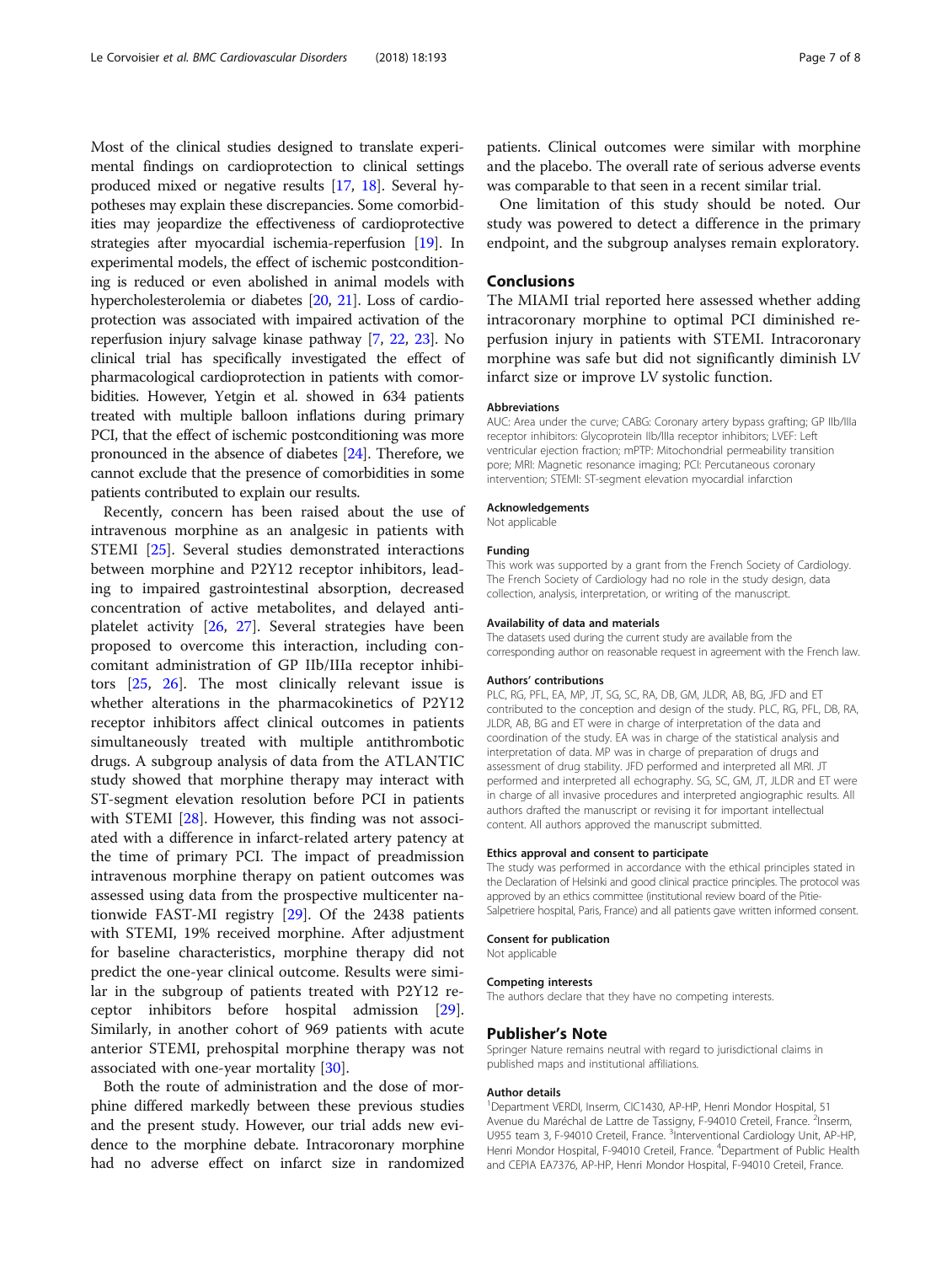Most of the clinical studies designed to translate experimental findings on cardioprotection to clinical settings produced mixed or negative results [17, 18]. Several hypotheses may explain these discrepancies. Some comorbidities may jeopardize the effectiveness of cardioprotective strategies after myocardial ischemia-reperfusion [19]. In experimental models, the effect of ischemic postconditioning is reduced or even abolished in animal models with hypercholesterolemia or diabetes [20, 21]. Loss of cardioprotection was associated with impaired activation of the reperfusion injury salvage kinase pathway [7, 22, 23]. No clinical trial has specifically investigated the effect of pharmacological cardioprotection in patients with comorbidities. However, Yetgin et al. showed in 634 patients treated with multiple balloon inflations during primary PCI, that the effect of ischemic postconditioning was more pronounced in the absence of diabetes [24]. Therefore, we cannot exclude that the presence of comorbidities in some patients contributed to explain our results.

Recently, concern has been raised about the use of intravenous morphine as an analgesic in patients with STEMI [25]. Several studies demonstrated interactions between morphine and P2Y12 receptor inhibitors, leading to impaired gastrointestinal absorption, decreased concentration of active metabolites, and delayed antiplatelet activity [26, 27]. Several strategies have been proposed to overcome this interaction, including concomitant administration of GP IIb/IIIa receptor inhibitors [25, 26]. The most clinically relevant issue is whether alterations in the pharmacokinetics of P2Y12 receptor inhibitors affect clinical outcomes in patients simultaneously treated with multiple antithrombotic drugs. A subgroup analysis of data from the ATLANTIC study showed that morphine therapy may interact with ST-segment elevation resolution before PCI in patients with STEMI [28]. However, this finding was not associated with a difference in infarct-related artery patency at the time of primary PCI. The impact of preadmission intravenous morphine therapy on patient outcomes was assessed using data from the prospective multicenter nationwide FAST-MI registry [29]. Of the 2438 patients with STEMI, 19% received morphine. After adjustment for baseline characteristics, morphine therapy did not predict the one-year clinical outcome. Results were similar in the subgroup of patients treated with P2Y12 receptor inhibitors before hospital admission [29]. Similarly, in another cohort of 969 patients with acute anterior STEMI, prehospital morphine therapy was not associated with one-year mortality [30].

Both the route of administration and the dose of morphine differed markedly between these previous studies and the present study. However, our trial adds new evidence to the morphine debate. Intracoronary morphine had no adverse effect on infarct size in randomized patients. Clinical outcomes were similar with morphine and the placebo. The overall rate of serious adverse events was comparable to that seen in a recent similar trial.

One limitation of this study should be noted. Our study was powered to detect a difference in the primary endpoint, and the subgroup analyses remain exploratory.

## Conclusions

The MIAMI trial reported here assessed whether adding intracoronary morphine to optimal PCI diminished reperfusion injury in patients with STEMI. Intracoronary morphine was safe but did not significantly diminish LV infarct size or improve LV systolic function.

### Abbreviations

AUC: Area under the curve; CABG: Coronary artery bypass grafting; GP IIb/IIIa receptor inhibitors: Glycoprotein IIb/IIIa receptor inhibitors; LVEF: Left ventricular ejection fraction; mPTP: Mitochondrial permeability transition pore; MRI: Magnetic resonance imaging; PCI: Percutaneous coronary intervention; STEMI: ST-segment elevation myocardial infarction

### Acknowledgements

Not applicable

### Funding

This work was supported by a grant from the French Society of Cardiology. The French Society of Cardiology had no role in the study design, data collection, analysis, interpretation, or writing of the manuscript.

### Availability of data and materials

The datasets used during the current study are available from the corresponding author on reasonable request in agreement with the French law.

### Authors' contributions

PLC, RG, PFL, EA, MP, JT, SG, SC, RA, DB, GM, JLDR, AB, BG, JFD and ET contributed to the conception and design of the study. PLC, RG, PFL, DB, RA, JLDR, AB, BG and ET were in charge of interpretation of the data and coordination of the study. EA was in charge of the statistical analysis and interpretation of data. MP was in charge of preparation of drugs and assessment of drug stability. JFD performed and interpreted all MRI. JT performed and interpreted all echography. SG, SC, GM, JT, JLDR and ET were in charge of all invasive procedures and interpreted angiographic results. All authors drafted the manuscript or revising it for important intellectual content. All authors approved the manuscript submitted.

### Ethics approval and consent to participate

The study was performed in accordance with the ethical principles stated in the Declaration of Helsinki and good clinical practice principles. The protocol was approved by an ethics committee (institutional review board of the Pitie-Salpetriere hospital, Paris, France) and all patients gave written informed consent.

### Consent for publication

Not applicable

### Competing interests

The authors declare that they have no competing interests.

## Publisher's Note

Springer Nature remains neutral with regard to jurisdictional claims in published maps and institutional affiliations.

### Author details

[1]Department VERDI, Inserm, CIC1430, AP-HP, Henri Mondor Hospital, 51 Avenue du Maréchal de Lattre de Tassigny, F-94010 Creteil, France. [2]Inserm, U955 team 3, F-94010 Creteil, France. [3]Interventional Cardiology Unit, AP-HP, Henri Mondor Hospital, F-94010 Creteil, France. [4]Department of Public Health and CEPIA EA7376, AP-HP, Henri Mondor Hospital, F-94010 Creteil, France.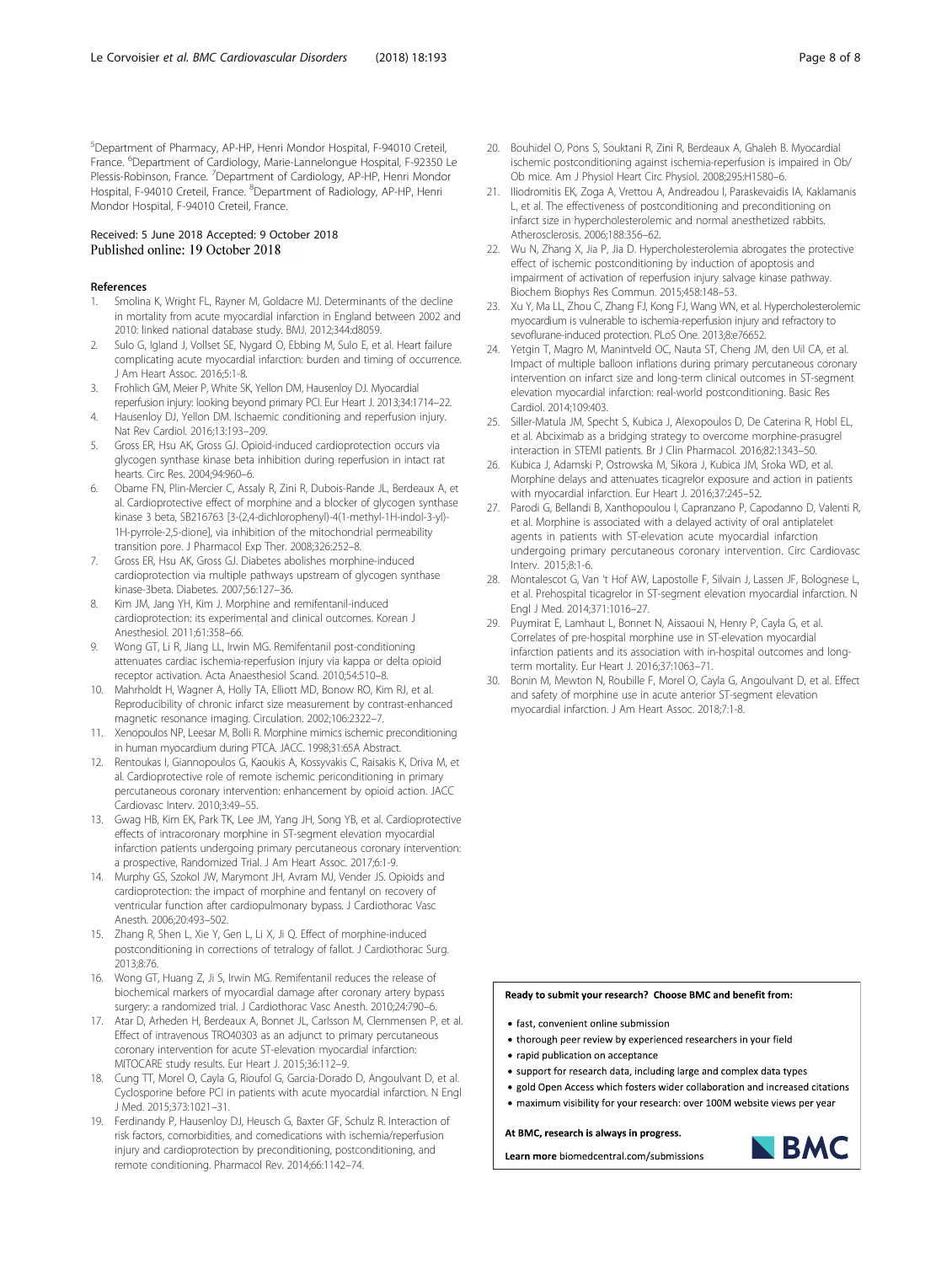[5]Department of Pharmacy, AP-HP, Henri Mondor Hospital, F-94010 Creteil, France. [6]Department of Cardiology, Marie-Lannelongue Hospital, F-92350 Le Plessis-Robinson, France. [7]Department of Cardiology, AP-HP, Henri Mondor Hospital, F-94010 Creteil, France. [8]Department of Radiology, AP-HP, Henri Mondor Hospital, F-94010 Creteil, France.

Received: 5 June 2018 Accepted: 9 October 2018
Published online: 19 October 2018

## References

1. Smolina K, Wright FL, Rayner M, Goldacre MJ. Determinants of the decline in mortality from acute myocardial infarction in England between 2002 and 2010: linked national database study. BMJ. 2012;344:d8059.
2. Sulo G, Igland J, Vollset SE, Nygard O, Ebbing M, Sulo E, et al. Heart failure complicating acute myocardial infarction: burden and timing of occurrence. J Am Heart Assoc. 2016;5:1-8.
3. Frohlich GM, Meier P, White SK, Yellon DM, Hausenloy DJ. Myocardial reperfusion injury: looking beyond primary PCI. Eur Heart J. 2013;34:1714–22.
4. Hausenloy DJ, Yellon DM. Ischaemic conditioning and reperfusion injury. Nat Rev Cardiol. 2016;13:193–209.
5. Gross ER, Hsu AK, Gross GJ. Opioid-induced cardioprotection occurs via glycogen synthase kinase beta inhibition during reperfusion in intact rat hearts. Circ Res. 2004;94:960–6.
6. Obame FN, Plin-Mercier C, Assaly R, Zini R, Dubois-Rande JL, Berdeaux A, et al. Cardioprotective effect of morphine and a blocker of glycogen synthase kinase 3 beta, SB216763 [3-(2,4-dichlorophenyl)-4(1-methyl-1H-indol-3-yl)-1H-pyrrole-2,5-dione], via inhibition of the mitochondrial permeability transition pore. J Pharmacol Exp Ther. 2008;326:252–8.
7. Gross ER, Hsu AK, Gross GJ. Diabetes abolishes morphine-induced cardioprotection via multiple pathways upstream of glycogen synthase kinase-3beta. Diabetes. 2007;56:127–36.
8. Kim JM, Jang YH, Kim J. Morphine and remifentanil-induced cardioprotection: its experimental and clinical outcomes. Korean J Anesthesiol. 2011;61:358–66.
9. Wong GT, Li R, Jiang LL, Irwin MG. Remifentanil post-conditioning attenuates cardiac ischemia-reperfusion injury via kappa or delta opioid receptor activation. Acta Anaesthesiol Scand. 2010;54:510–8.
10. Mahrholdt H, Wagner A, Holly TA, Elliott MD, Bonow RO, Kim RJ, et al. Reproducibility of chronic infarct size measurement by contrast-enhanced magnetic resonance imaging. Circulation. 2002;106:2322–7.
11. Xenopoulos NP, Leesar M, Bolli R. Morphine mimics ischemic preconditioning in human myocardium during PTCA. JACC. 1998;31:65A Abstract.
12. Rentoukas I, Giannopoulos G, Kaoukis A, Kossyvakis C, Raisakis K, Driva M, et al. Cardioprotective role of remote ischemic periconditioning in primary percutaneous coronary intervention: enhancement by opioid action. JACC Cardiovasc Interv. 2010;3:49–55.
13. Gwag HB, Kim EK, Park TK, Lee JM, Yang JH, Song YB, et al. Cardioprotective effects of intracoronary morphine in ST-segment elevation myocardial infarction patients undergoing primary percutaneous coronary intervention: a prospective, Randomized Trial. J Am Heart Assoc. 2017;6:1-9.
14. Murphy GS, Szokol JW, Marymont JH, Avram MJ, Vender JS. Opioids and cardioprotection: the impact of morphine and fentanyl on recovery of ventricular function after cardiopulmonary bypass. J Cardiothorac Vasc Anesth. 2006;20:493–502.
15. Zhang R, Shen L, Xie Y, Gen L, Li X, Ji Q. Effect of morphine-induced postconditioning in corrections of tetralogy of fallot. J Cardiothorac Surg. 2013;8:76.
16. Wong GT, Huang Z, Ji S, Irwin MG. Remifentanil reduces the release of biochemical markers of myocardial damage after coronary artery bypass surgery: a randomized trial. J Cardiothorac Vasc Anesth. 2010;24:790–6.
17. Atar D, Arheden H, Berdeaux A, Bonnet JL, Carlsson M, Clemmensen P, et al. Effect of intravenous TRO40303 as an adjunct to primary percutaneous coronary intervention for acute ST-elevation myocardial infarction: MITOCARE study results. Eur Heart J. 2015;36:112–9.
18. Cung TT, Morel O, Cayla G, Rioufol G, Garcia-Dorado D, Angoulvant D, et al. Cyclosporine before PCI in patients with acute myocardial infarction. N Engl J Med. 2015;373:1021–31.
19. Ferdinandy P, Hausenloy DJ, Heusch G, Baxter GF, Schulz R. Interaction of risk factors, comorbidities, and comedications with ischemia/reperfusion injury and cardioprotection by preconditioning, postconditioning, and remote conditioning. Pharmacol Rev. 2014;66:1142–74.
20. Bouhidel O, Pons S, Souktani R, Zini R, Berdeaux A, Ghaleh B. Myocardial ischemic postconditioning against ischemia-reperfusion is impaired in Ob/Ob mice. Am J Physiol Heart Circ Physiol. 2008;295:H1580–6.
21. Iliodromitis EK, Zoga A, Vrettou A, Andreadou I, Paraskevaidis IA, Kaklamanis L, et al. The effectiveness of postconditioning and preconditioning on infarct size in hypercholesterolemic and normal anesthetized rabbits. Atherosclerosis. 2006;188:356–62.
22. Wu N, Zhang X, Jia P, Jia D. Hypercholesterolemia abrogates the protective effect of ischemic postconditioning by induction of apoptosis and impairment of activation of reperfusion injury salvage kinase pathway. Biochem Biophys Res Commun. 2015;458:148–53.
23. Xu Y, Ma LL, Zhou C, Zhang FJ, Kong FJ, Wang WN, et al. Hypercholesterolemic myocardium is vulnerable to ischemia-reperfusion injury and refractory to sevoflurane-induced protection. PLoS One. 2013;8:e76652.
24. Yetgin T, Magro M, Manintveld OC, Nauta ST, Cheng JM, den Uil CA, et al. Impact of multiple balloon inflations during primary percutaneous coronary intervention on infarct size and long-term clinical outcomes in ST-segment elevation myocardial infarction: real-world postconditioning. Basic Res Cardiol. 2014;109:403.
25. Siller-Matula JM, Specht S, Kubica J, Alexopoulos D, De Caterina R, Hobl EL, et al. Abciximab as a bridging strategy to overcome morphine-prasugrel interaction in STEMI patients. Br J Clin Pharmacol. 2016;82:1343–50.
26. Kubica J, Adamski P, Ostrowska M, Sikora J, Kubica JM, Sroka WD, et al. Morphine delays and attenuates ticagrelor exposure and action in patients with myocardial infarction. Eur Heart J. 2016;37:245–52.
27. Parodi G, Bellandi B, Xanthopoulou I, Capranzano P, Capodanno D, Valenti R, et al. Morphine is associated with a delayed activity of oral antiplatelet agents in patients with ST-elevation acute myocardial infarction undergoing primary percutaneous coronary intervention. Circ Cardiovasc Interv. 2015;8:1-6.
28. Montalescot G, Van 't Hof AW, Lapostolle F, Silvain J, Lassen JF, Bolognese L, et al. Prehospital ticagrelor in ST-segment elevation myocardial infarction. N Engl J Med. 2014;371:1016–27.
29. Puymirat E, Lamhaut L, Bonnet N, Aissaoui N, Henry P, Cayla G, et al. Correlates of pre-hospital morphine use in ST-elevation myocardial infarction patients and its association with in-hospital outcomes and long-term mortality. Eur Heart J. 2016;37:1063–71.
30. Bonin M, Mewton N, Roubille F, Morel O, Cayla G, Angoulvant D, et al. Effect and safety of morphine use in acute anterior ST-segment elevation myocardial infarction. J Am Heart Assoc. 2018;7:1-8.

**Ready to submit your research? Choose BMC and benefit from:**

- fast, convenient online submission
- thorough peer review by experienced researchers in your field
- rapid publication on acceptance
- support for research data, including large and complex data types
- gold Open Access which fosters wider collaboration and increased citations
- maximum visibility for your research: over 100M website views per year

**At BMC, research is always in progress.**

**Learn more** biomedcentral.com/submissions

BMC